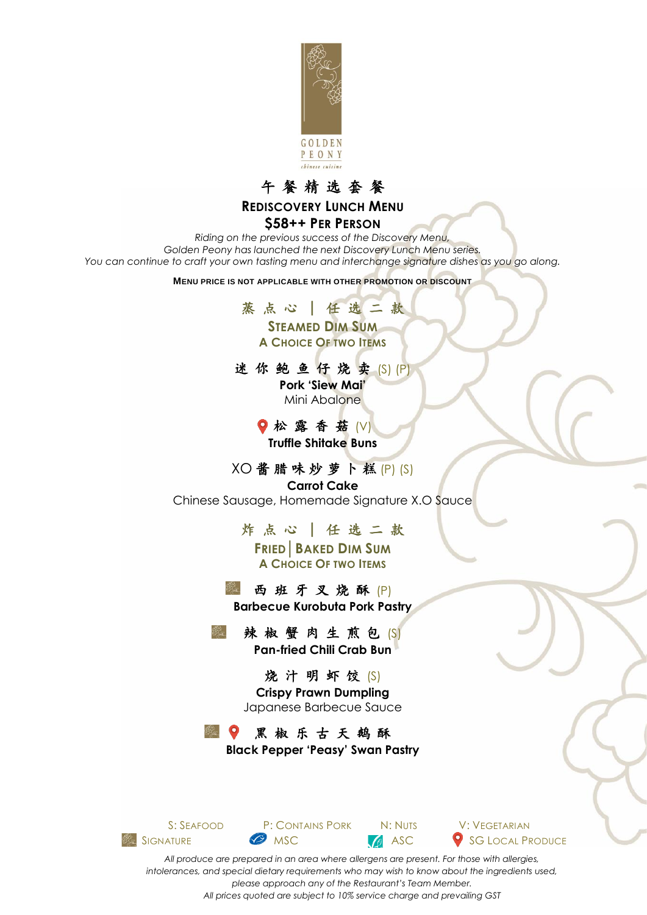GOLDEN PEONY
chinese cuisine

# 午餐精选套餐

## Rediscovery Lunch Menu

## $58++ Per Person

*Riding on the previous success of the Discovery Menu,*
*Golden Peony has launched the next Discovery Lunch Menu series.*
*You can continue to craft your own tasting menu and interchange signature dishes as you go along.*

**Menu price is not applicable with other promotion or discount**

### 蒸点心 | 任选二款

### Steamed Dim Sum

**A Choice Of two Items**

迷你鲍鱼仔烧卖 (S) (P)
**Pork 'Siew Mai'**
Mini Abalone

松露香菇 (V)
**Truffle Shitake Buns**

XO 酱腊味炒萝卜糕 (P) (S)
**Carrot Cake**
Chinese Sausage, Homemade Signature X.O Sauce

### 炸点心 | 任选二款

### Fried | Baked Dim Sum

**A Choice Of two Items**

西班牙叉烧酥 (P)
**Barbecue Kurobuta Pork Pastry**

辣椒蟹肉生煎包 (S)
**Pan-fried Chili Crab Bun**

烧汁明虾饺 (S)
**Crispy Prawn Dumpling**
Japanese Barbecue Sauce

黑椒乐古天鹅酥
**Black Pepper 'Peasy' Swan Pastry**

S: Seafood | P: Contains Pork | N: Nuts | V: Vegetarian
Signature | MSC | ASC | SG Local Produce

*All produce are prepared in an area where allergens are present. For those with allergies, intolerances, and special dietary requirements who may wish to know about the ingredients used, please approach any of the Restaurant's Team Member.*
*All prices quoted are subject to 10% service charge and prevailing GST*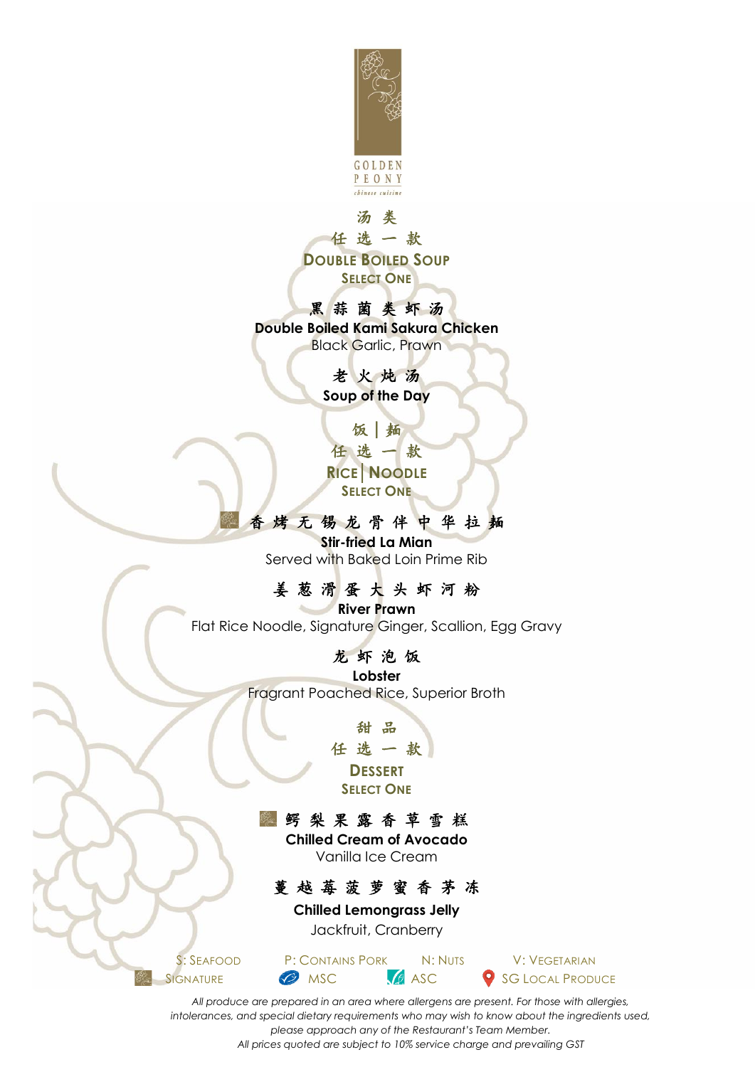GOLDEN PEONY
chinese cuisine

## 汤 类
## 任 选 一 款
## DOUBLE BOILED SOUP
### SELECT ONE

黑 蒜 菌 类 虾 汤
**Double Boiled Kami Sakura Chicken**
Black Garlic, Prawn

老 火 炖 汤
**Soup of the Day**

## 饭 | 麵
## 任 选 一 款
## RICE | NOODLE
### SELECT ONE

香 烤 无 锡 龙 骨 伴 中 华 拉 麵
**Stir-fried La Mian**
Served with Baked Loin Prime Rib

姜 葱 滑 蛋 大 头 虾 河 粉
**River Prawn**
Flat Rice Noodle, Signature Ginger, Scallion, Egg Gravy

龙 虾 泡 饭
**Lobster**
Fragrant Poached Rice, Superior Broth

## 甜 品
## 任 选 一 款
## DESSERT
### SELECT ONE

鳄 梨 果 露 香 草 雪 糕
**Chilled Cream of Avocado**
Vanilla Ice Cream

蔓 越 莓 菠 萝 蜜 香 茅 冻
**Chilled Lemongrass Jelly**
Jackfruit, Cranberry

S: SEAFOOD P: CONTAINS PORK N: NUTS V: VEGETARIAN
SIGNATURE MSC ASC SG LOCAL PRODUCE

*All produce are prepared in an area where allergens are present. For those with allergies, intolerances, and special dietary requirements who may wish to know about the ingredients used, please approach any of the Restaurant's Team Member.*
*All prices quoted are subject to 10% service charge and prevailing GST*